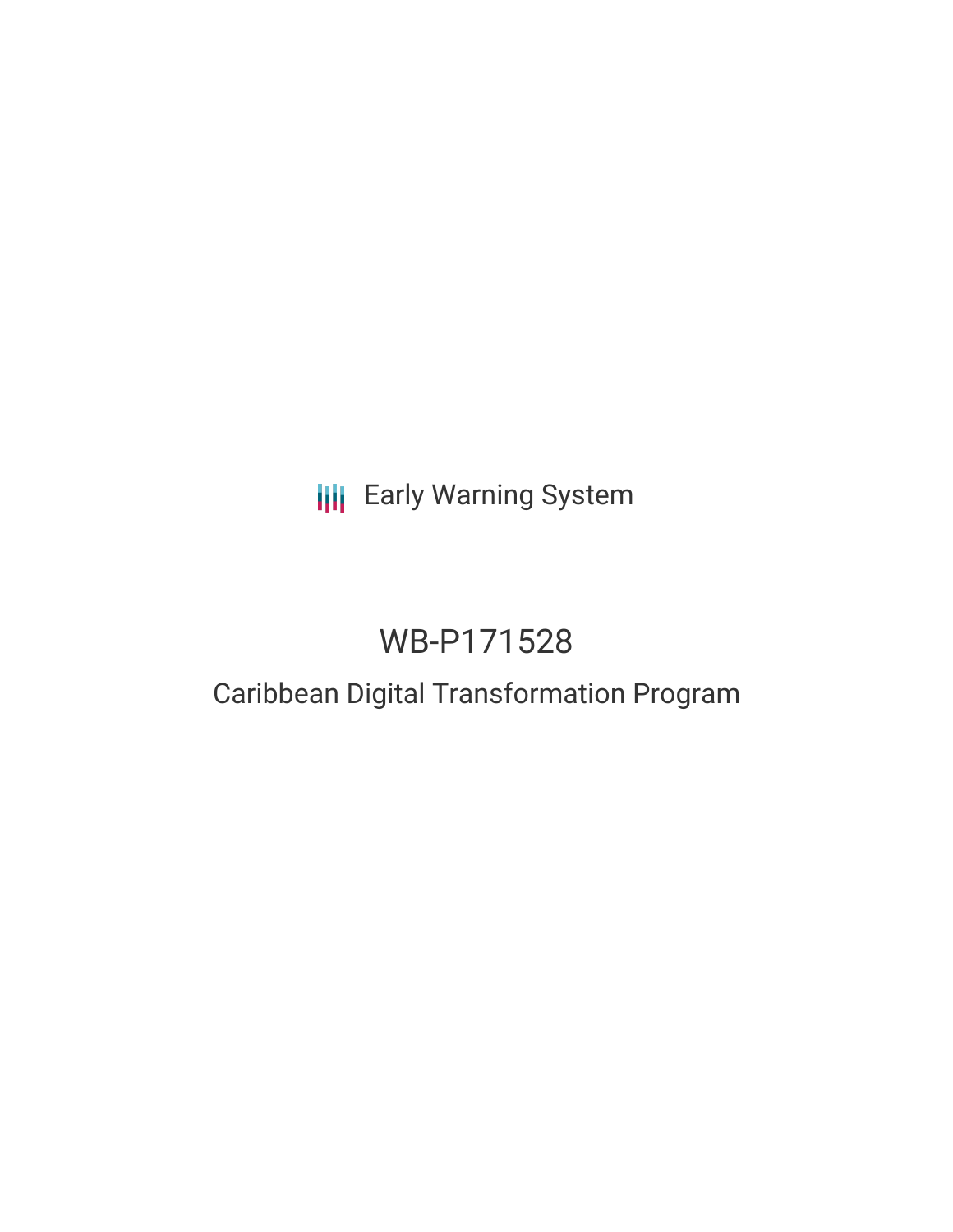Early Warning System

# WB-P171528

## Caribbean Digital Transformation Program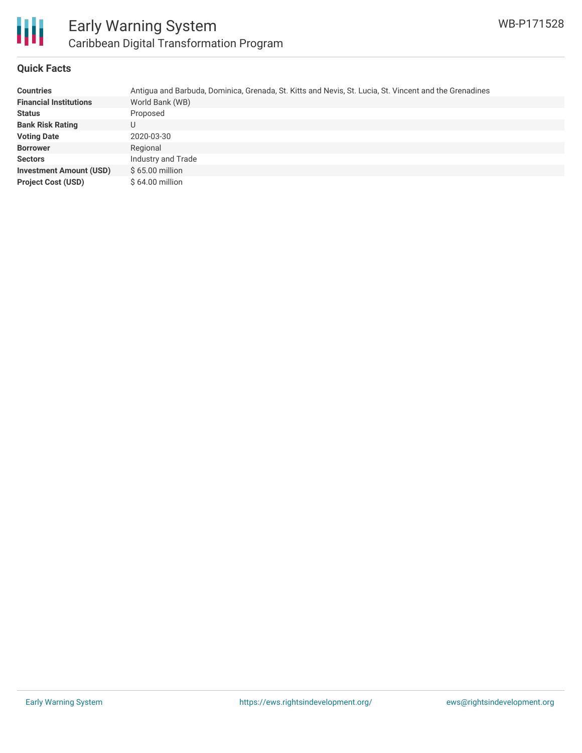## Quick Facts

| | |
|---|---|
| **Countries** | Antigua and Barbuda, Dominica, Grenada, St. Kitts and Nevis, St. Lucia, St. Vincent and the Grenadines |
| **Financial Institutions** | World Bank (WB) |
| **Status** | Proposed |
| **Bank Risk Rating** | U |
| **Voting Date** | 2020-03-30 |
| **Borrower** | Regional |
| **Sectors** | Industry and Trade |
| **Investment Amount (USD)** | $ 65.00 million |
| **Project Cost (USD)** | $ 64.00 million |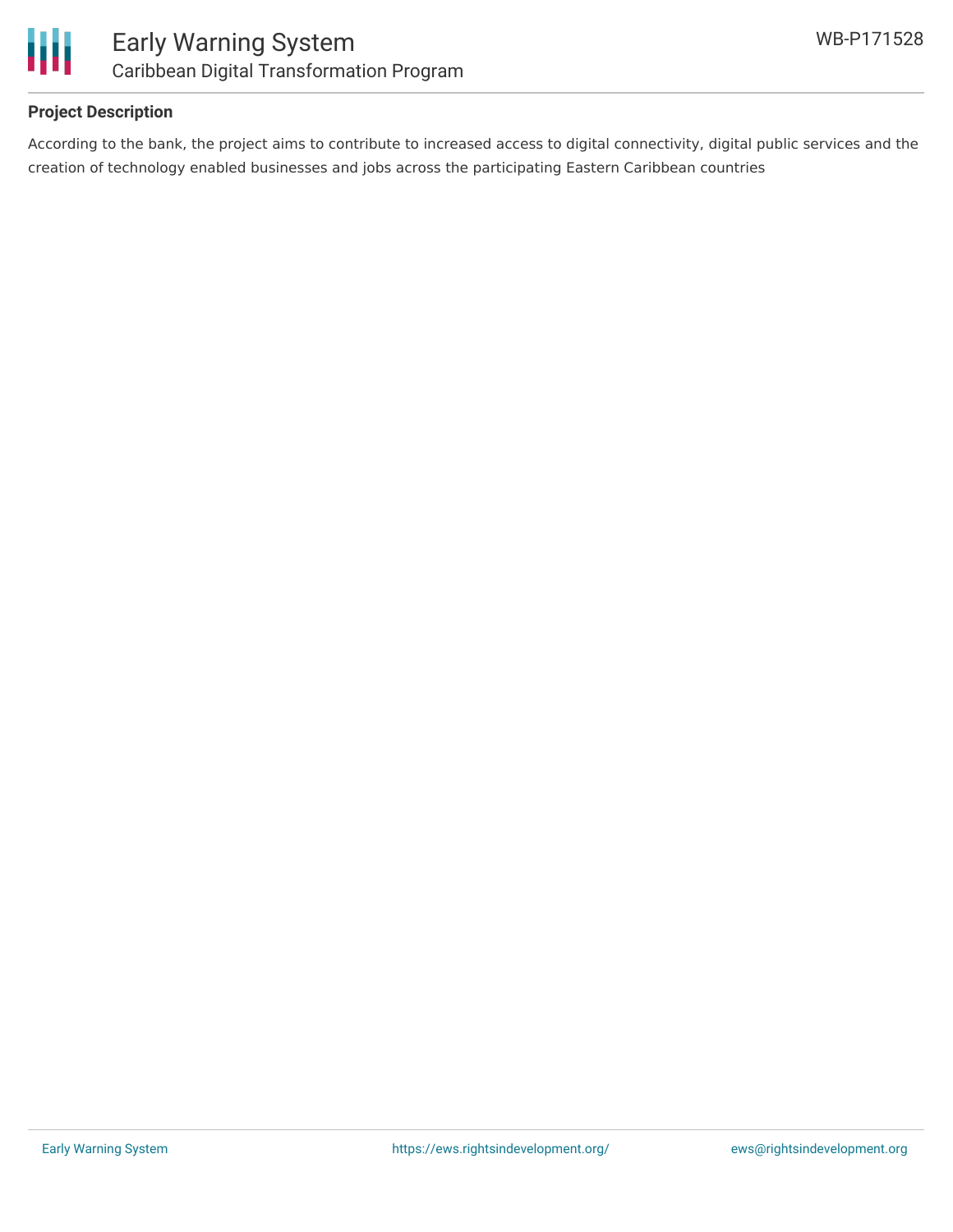### Project Description

According to the bank, the project aims to contribute to increased access to digital connectivity, digital public services and the creation of technology enabled businesses and jobs across the participating Eastern Caribbean countries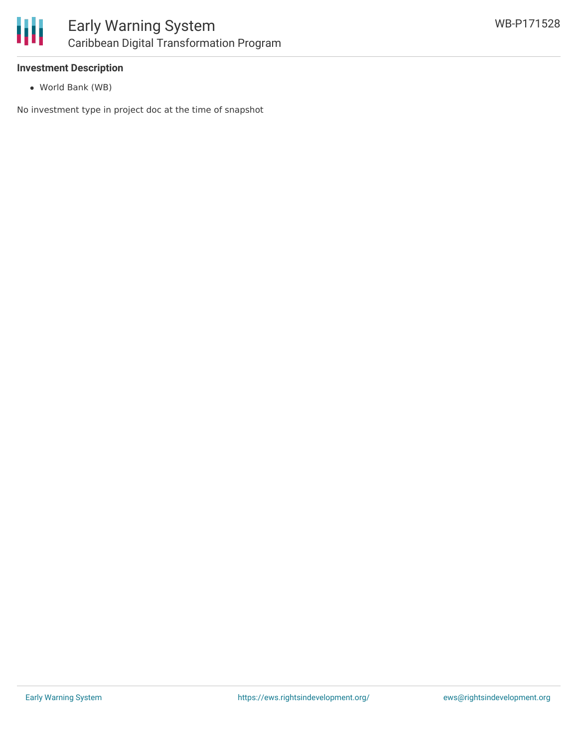**Investment Description**

- World Bank (WB)

No investment type in project doc at the time of snapshot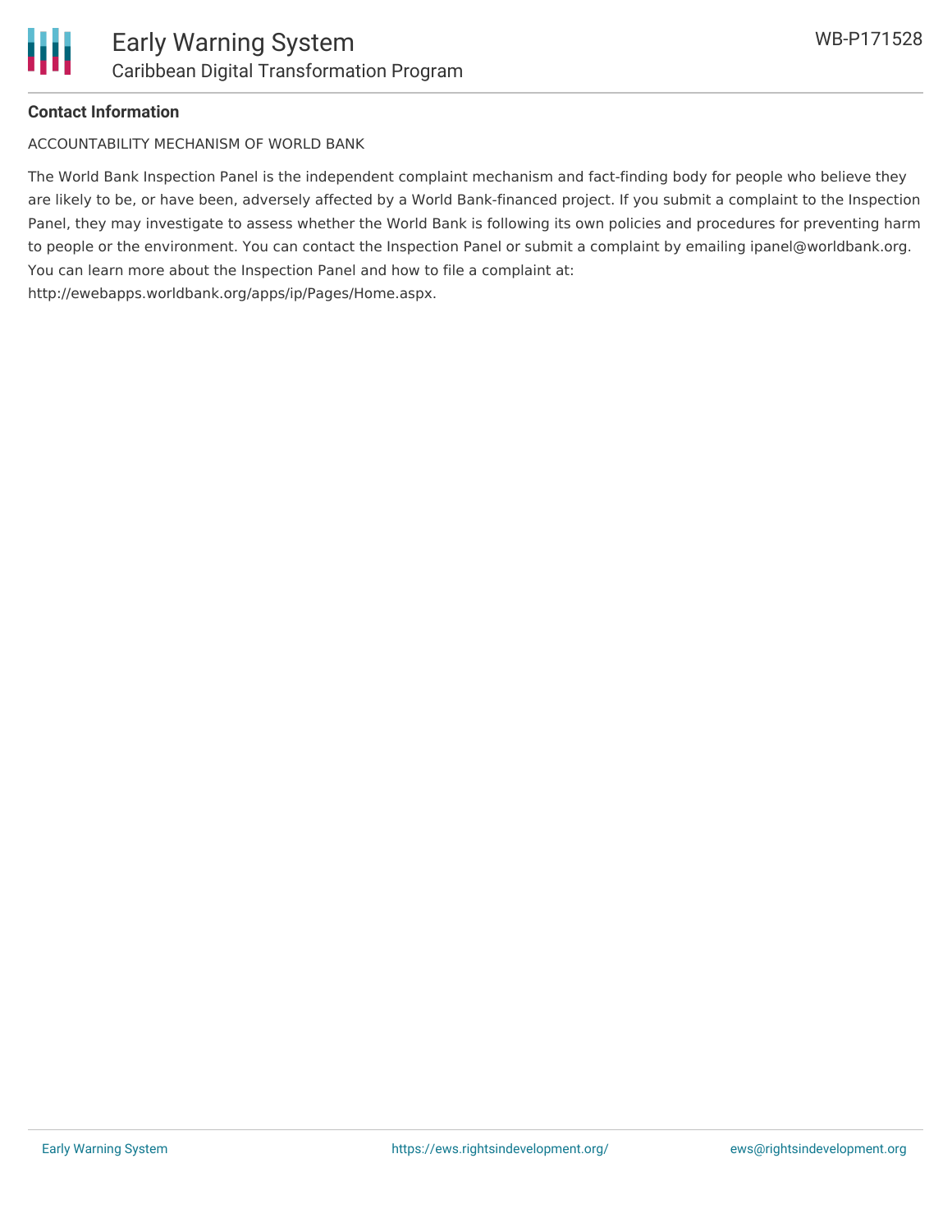**Contact Information**

ACCOUNTABILITY MECHANISM OF WORLD BANK

The World Bank Inspection Panel is the independent complaint mechanism and fact-finding body for people who believe they are likely to be, or have been, adversely affected by a World Bank-financed project. If you submit a complaint to the Inspection Panel, they may investigate to assess whether the World Bank is following its own policies and procedures for preventing harm to people or the environment. You can contact the Inspection Panel or submit a complaint by emailing ipanel@worldbank.org. You can learn more about the Inspection Panel and how to file a complaint at: http://ewebapps.worldbank.org/apps/ip/Pages/Home.aspx.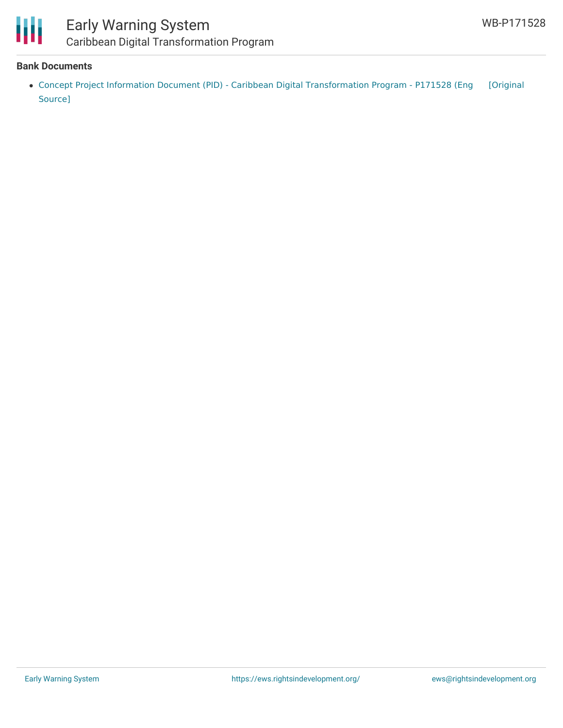**Bank Documents**

- Concept Project Information Document (PID) - Caribbean Digital Transformation Program - P171528 (Eng [Original Source]